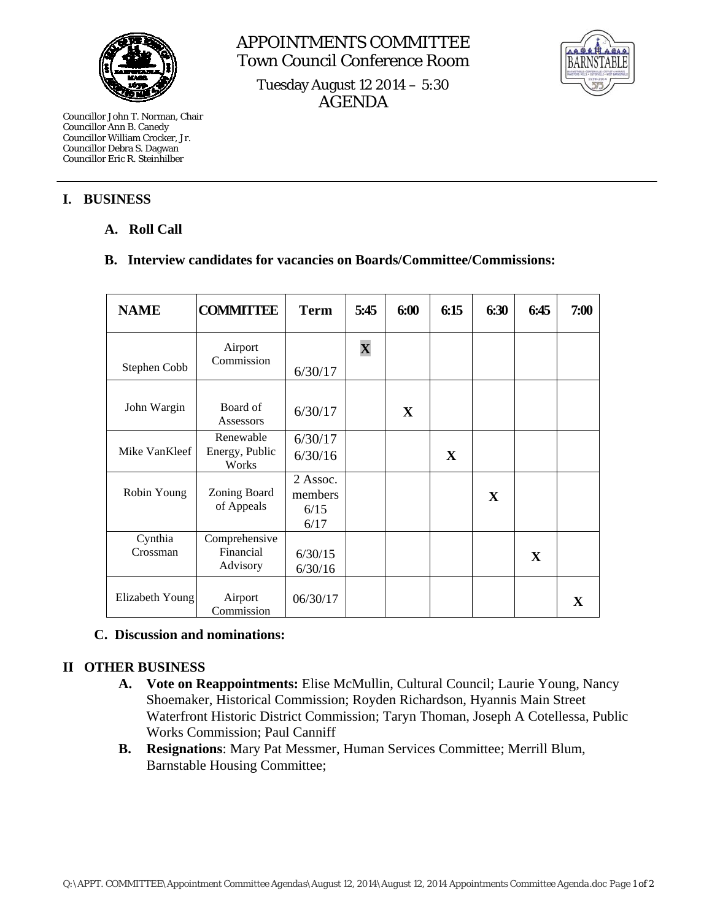# APPOINTMENTS COMMITTEE

Town Council Conference Room

Tuesday August 12 2014 – 5:30

AGENDA

Councillor John T. Norman, Chair
Councillor Ann B. Canedy
Councillor William Crocker, Jr.
Councillor Debra S. Dagwan
Councillor Eric R. Steinhilber

## I. BUSINESS

### A. Roll Call

### B. Interview candidates for vacancies on Boards/Committee/Commissions:

| NAME | COMMITTEE | Term | 5:45 | 6:00 | 6:15 | 6:30 | 6:45 | 7:00 |
|---|---|---|---|---|---|---|---|---|
| Stephen Cobb | Airport Commission | 6/30/17 | X | | | | | |
| John Wargin | Board of Assessors | 6/30/17 | | X | | | | |
| Mike VanKleef | Renewable Energy, Public Works | 6/30/17 6/30/16 | | | X | | | |
| Robin Young | Zoning Board of Appeals | 2 Assoc. members 6/15 6/17 | | | | X | | |
| Cynthia Crossman | Comprehensive Financial Advisory | 6/30/15 6/30/16 | | | | | X | |
| Elizabeth Young | Airport Commission | 06/30/17 | | | | | | X |

### C. Discussion and nominations:

## II OTHER BUSINESS

- **A. Vote on Reappointments:** Elise McMullin, Cultural Council; Laurie Young, Nancy Shoemaker, Historical Commission; Royden Richardson, Hyannis Main Street Waterfront Historic District Commission; Taryn Thoman, Joseph A Cotellessa, Public Works Commission; Paul Canniff
- **B. Resignations**: Mary Pat Messmer, Human Services Committee; Merrill Blum, Barnstable Housing Committee;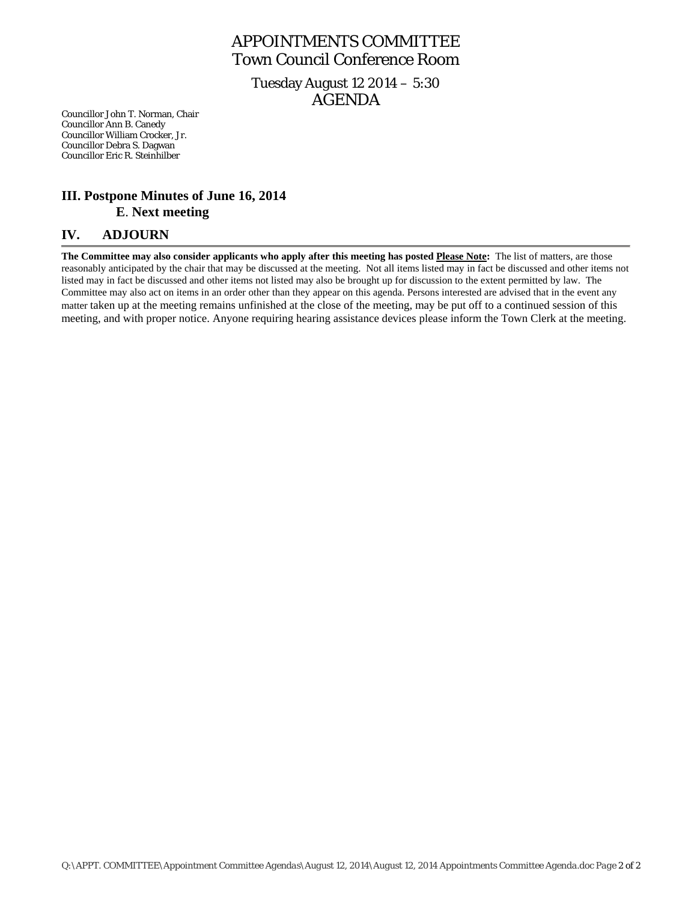# APPOINTMENTS COMMITTEE
## Town Council Conference Room

Tuesday August 12 2014 – 5:30

AGENDA

Councillor John T. Norman, Chair
Councillor Ann B. Canedy
Councillor William Crocker, Jr.
Councillor Debra S. Dagwan
Councillor Eric R. Steinhilber

## III. Postpone Minutes of June 16, 2014

**E**. **Next meeting**

## IV. ADJOURN

**The Committee may also consider applicants who apply after this meeting has posted** **Please Note:** The list of matters, are those reasonably anticipated by the chair that may be discussed at the meeting. Not all items listed may in fact be discussed and other items not listed may in fact be discussed and other items not listed may also be brought up for discussion to the extent permitted by law. The Committee may also act on items in an order other than they appear on this agenda. Persons interested are advised that in the event any matter taken up at the meeting remains unfinished at the close of the meeting, may be put off to a continued session of this meeting, and with proper notice. Anyone requiring hearing assistance devices please inform the Town Clerk at the meeting.